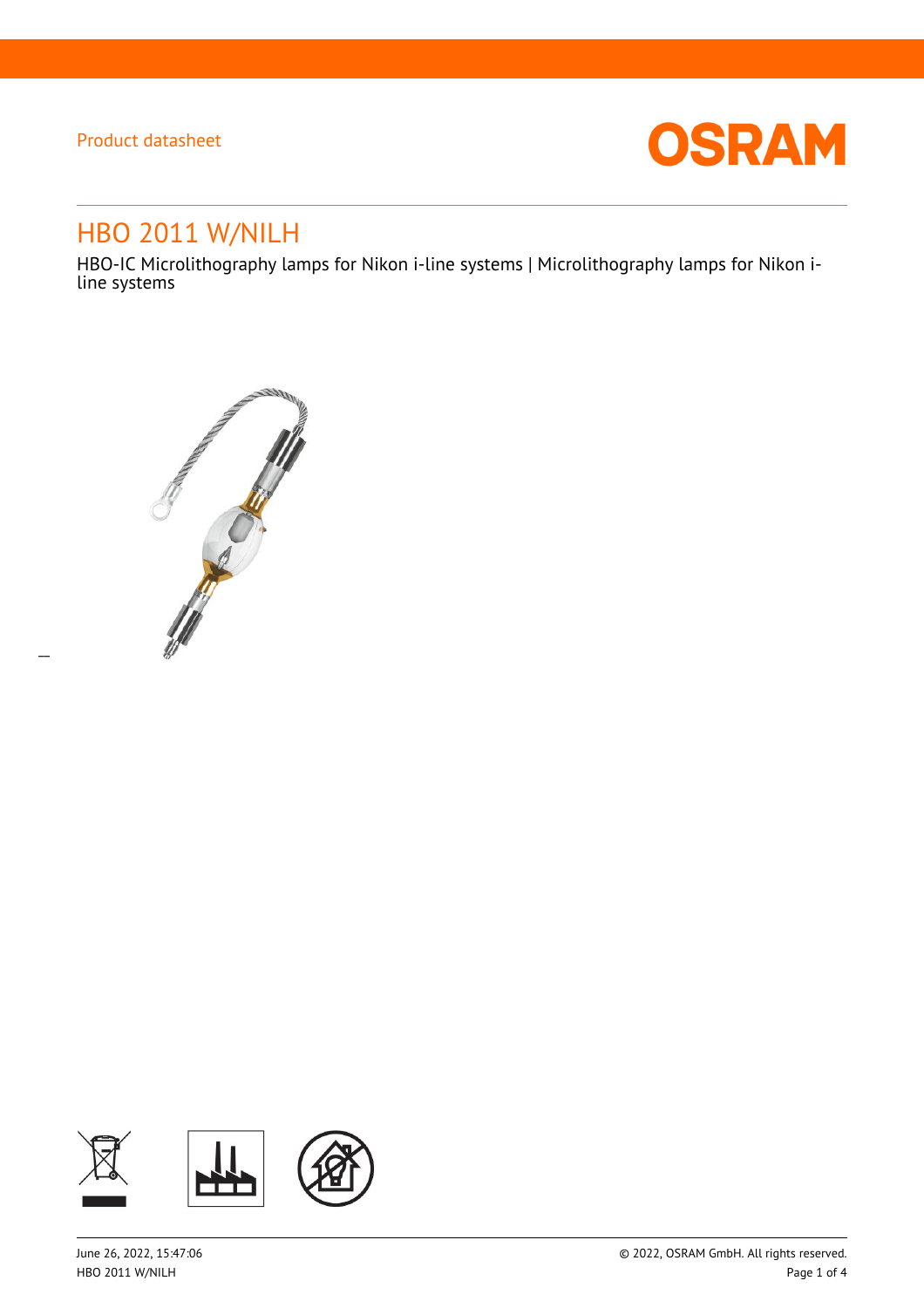Product datasheet

# HBO 2011 W/NILH

HBO-IC Microlithography lamps for Nikon i-line systems | Microlithography lamps for Nikon i-line systems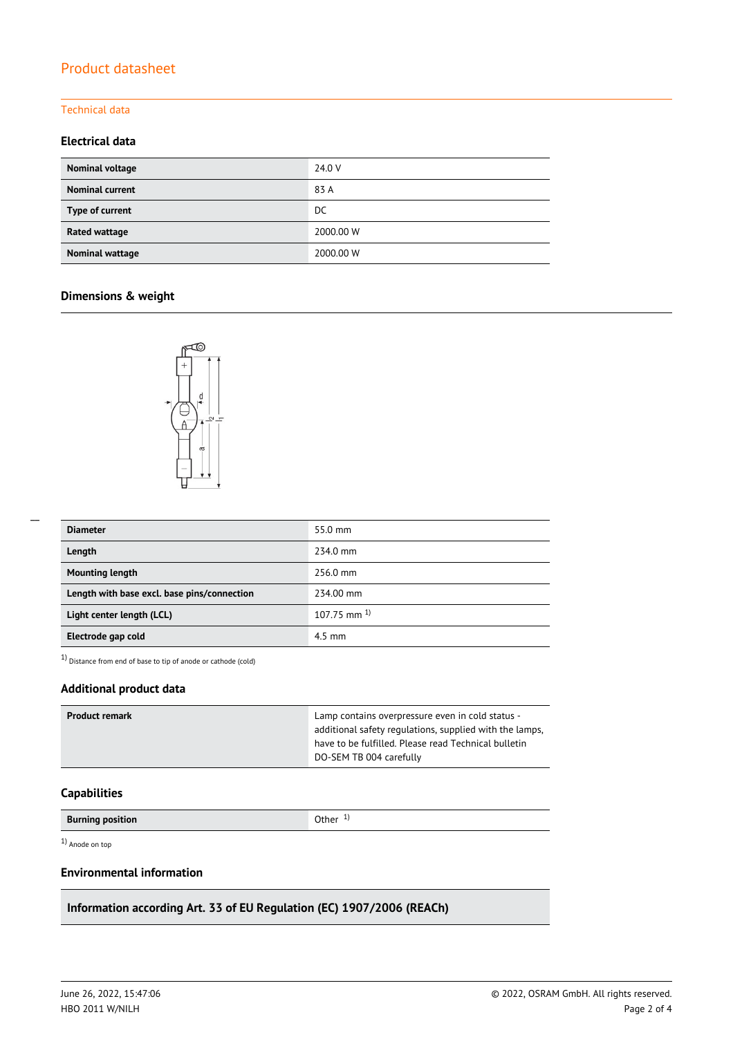# Product datasheet

## Technical data

### Electrical data

| | |
|---|---|
| **Nominal voltage** | 24.0 V |
| **Nominal current** | 83 A |
| **Type of current** | DC |
| **Rated wattage** | 2000.00 W |
| **Nominal wattage** | 2000.00 W |

### Dimensions & weight

| | |
|---|---|
| **Diameter** | 55.0 mm |
| **Length** | 234.0 mm |
| **Mounting length** | 256.0 mm |
| **Length with base excl. base pins/connection** | 234.00 mm |
| **Light center length (LCL)** | 107.75 mm [1] |
| **Electrode gap cold** | 4.5 mm |

[1] Distance from end of base to tip of anode or cathode (cold)

### Additional product data

| | |
|---|---|
| **Product remark** | Lamp contains overpressure even in cold status - additional safety regulations, supplied with the lamps, have to be fulfilled. Please read Technical bulletin DO-SEM TB 004 carefully |

### Capabilities

| | |
|---|---|
| **Burning position** | Other [1] |

[1] Anode on top

### Environmental information

**Information according Art. 33 of EU Regulation (EC) 1907/2006 (REACh)**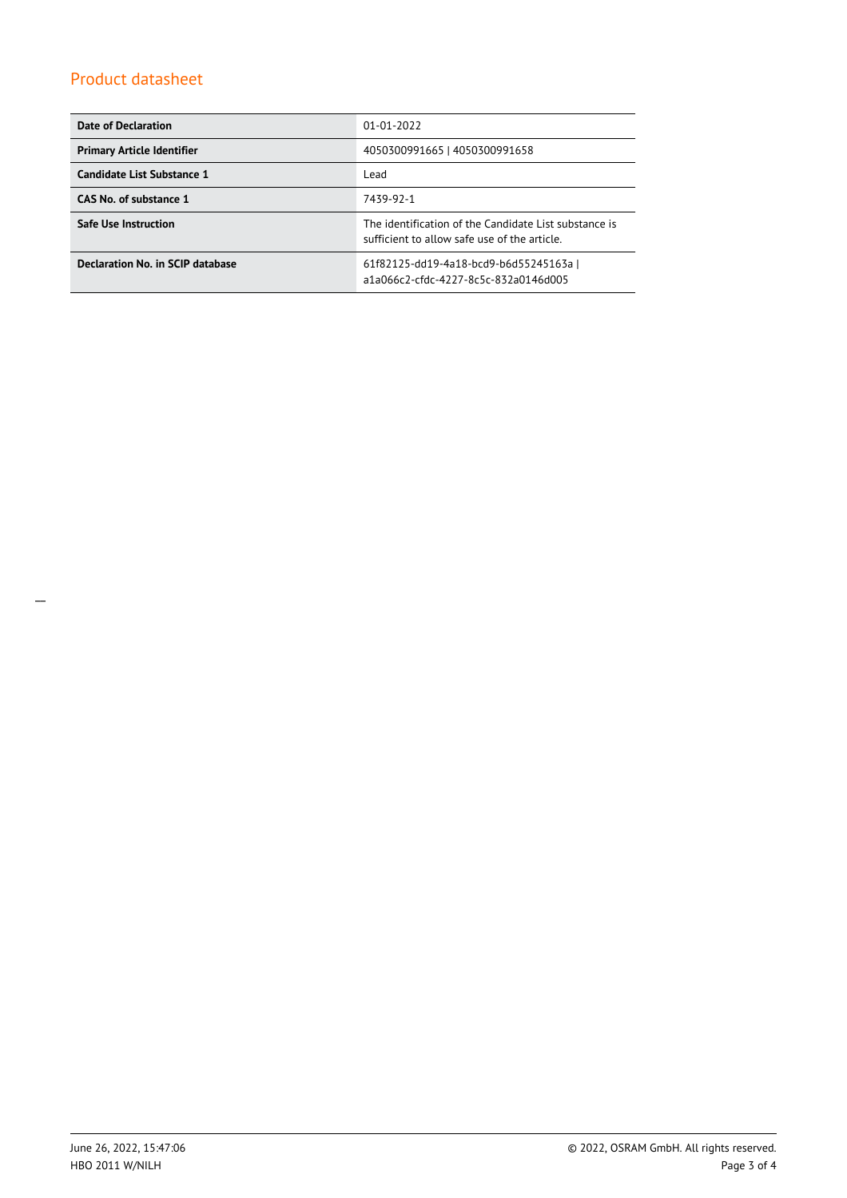## Product datasheet

| | |
|---|---|
| **Date of Declaration** | 01-01-2022 |
| **Primary Article Identifier** | 4050300991665 \| 4050300991658 |
| **Candidate List Substance 1** | Lead |
| **CAS No. of substance 1** | 7439-92-1 |
| **Safe Use Instruction** | The identification of the Candidate List substance is sufficient to allow safe use of the article. |
| **Declaration No. in SCIP database** | 61f82125-dd19-4a18-bcd9-b6d55245163a \| a1a066c2-cfdc-4227-8c5c-832a0146d005 |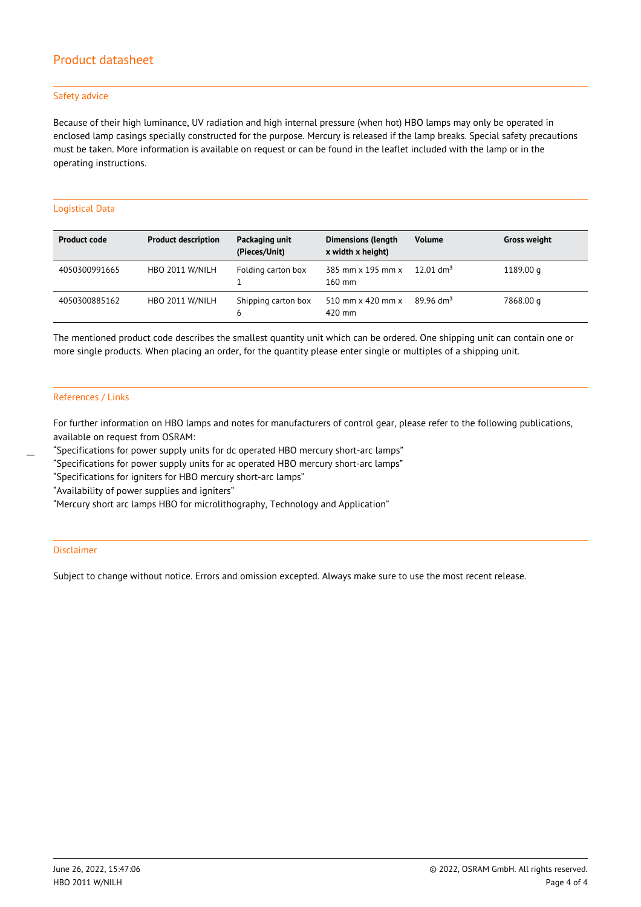## Safety advice

Because of their high luminance, UV radiation and high internal pressure (when hot) HBO lamps may only be operated in enclosed lamp casings specially constructed for the purpose. Mercury is released if the lamp breaks. Special safety precautions must be taken. More information is available on request or can be found in the leaflet included with the lamp or in the operating instructions.

## Logistical Data

| Product code | Product description | Packaging unit (Pieces/Unit) | Dimensions (length x width x height) | Volume | Gross weight |
|---|---|---|---|---|---|
| 4050300991665 | HBO 2011 W/NILH | Folding carton box 1 | 385 mm x 195 mm x 160 mm | 12.01 $dm^3$ | 1189.00 g |
| 4050300885162 | HBO 2011 W/NILH | Shipping carton box 6 | 510 mm x 420 mm x 420 mm | 89.96 $dm^3$ | 7868.00 g |

The mentioned product code describes the smallest quantity unit which can be ordered. One shipping unit can contain one or more single products. When placing an order, for the quantity please enter single or multiples of a shipping unit.

## References / Links

For further information on HBO lamps and notes for manufacturers of control gear, please refer to the following publications, available on request from OSRAM:

“Specifications for power supply units for dc operated HBO mercury short-arc lamps”
“Specifications for power supply units for ac operated HBO mercury short-arc lamps”
“Specifications for igniters for HBO mercury short-arc lamps”
“Availability of power supplies and igniters”
“Mercury short arc lamps HBO for microlithography, Technology and Application”

## Disclaimer

Subject to change without notice. Errors and omission excepted. Always make sure to use the most recent release.